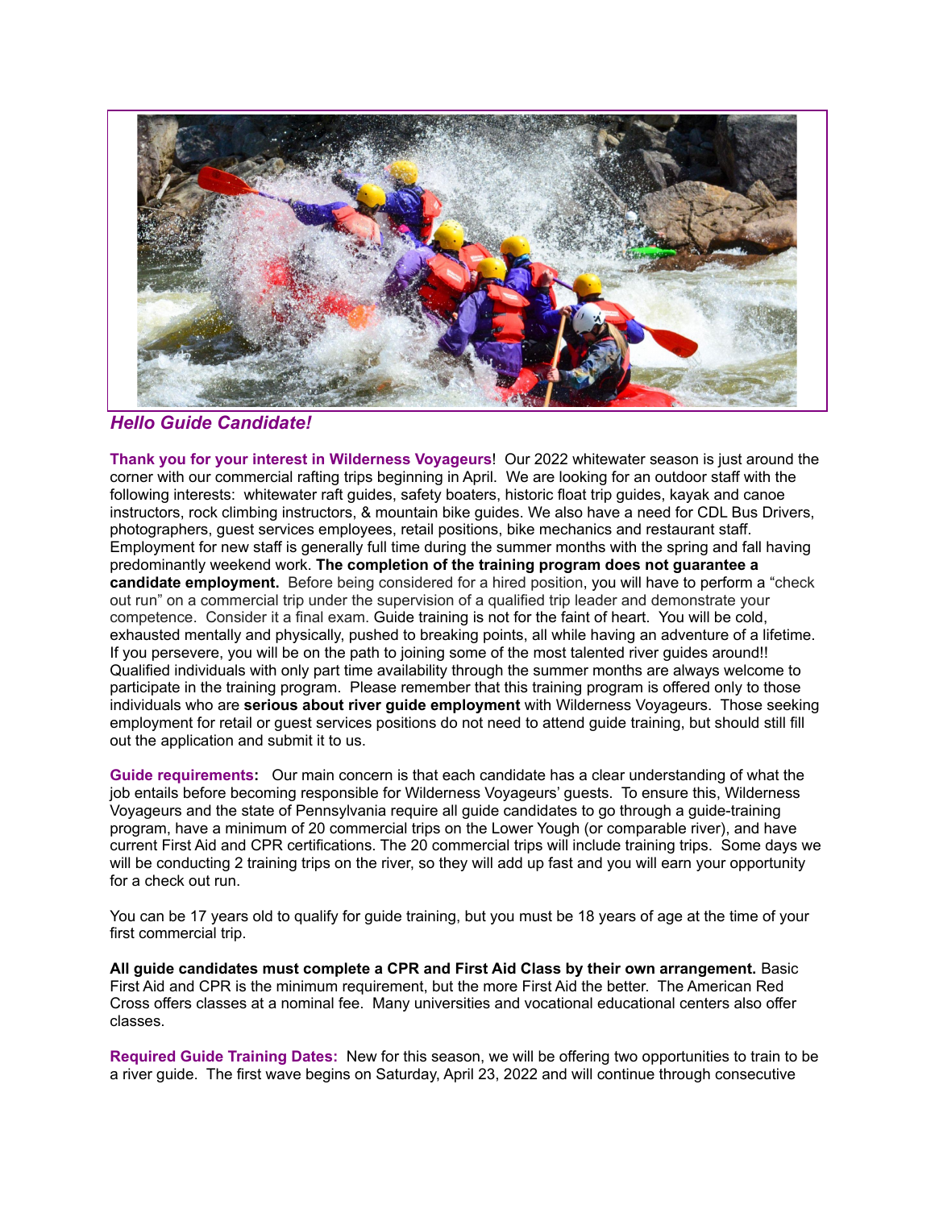***Hello Guide Candidate!***

**Thank you for your interest in Wilderness Voyageurs**! Our 2022 whitewater season is just around the corner with our commercial rafting trips beginning in April. We are looking for an outdoor staff with the following interests: whitewater raft guides, safety boaters, historic float trip guides, kayak and canoe instructors, rock climbing instructors, & mountain bike guides. We also have a need for CDL Bus Drivers, photographers, guest services employees, retail positions, bike mechanics and restaurant staff. Employment for new staff is generally full time during the summer months with the spring and fall having predominantly weekend work. **The completion of the training program does not guarantee a candidate employment.** Before being considered for a hired position, you will have to perform a "check out run" on a commercial trip under the supervision of a qualified trip leader and demonstrate your competence. Consider it a final exam. Guide training is not for the faint of heart. You will be cold, exhausted mentally and physically, pushed to breaking points, all while having an adventure of a lifetime. If you persevere, you will be on the path to joining some of the most talented river guides around!! Qualified individuals with only part time availability through the summer months are always welcome to participate in the training program. Please remember that this training program is offered only to those individuals who are **serious about river guide employment** with Wilderness Voyageurs. Those seeking employment for retail or guest services positions do not need to attend guide training, but should still fill out the application and submit it to us.

**Guide requirements:** Our main concern is that each candidate has a clear understanding of what the job entails before becoming responsible for Wilderness Voyageurs' guests. To ensure this, Wilderness Voyageurs and the state of Pennsylvania require all guide candidates to go through a guide-training program, have a minimum of 20 commercial trips on the Lower Yough (or comparable river), and have current First Aid and CPR certifications. The 20 commercial trips will include training trips. Some days we will be conducting 2 training trips on the river, so they will add up fast and you will earn your opportunity for a check out run.

You can be 17 years old to qualify for guide training, but you must be 18 years of age at the time of your first commercial trip.

**All guide candidates must complete a CPR and First Aid Class by their own arrangement.** Basic First Aid and CPR is the minimum requirement, but the more First Aid the better. The American Red Cross offers classes at a nominal fee. Many universities and vocational educational centers also offer classes.

**Required Guide Training Dates:** New for this season, we will be offering two opportunities to train to be a river guide. The first wave begins on Saturday, April 23, 2022 and will continue through consecutive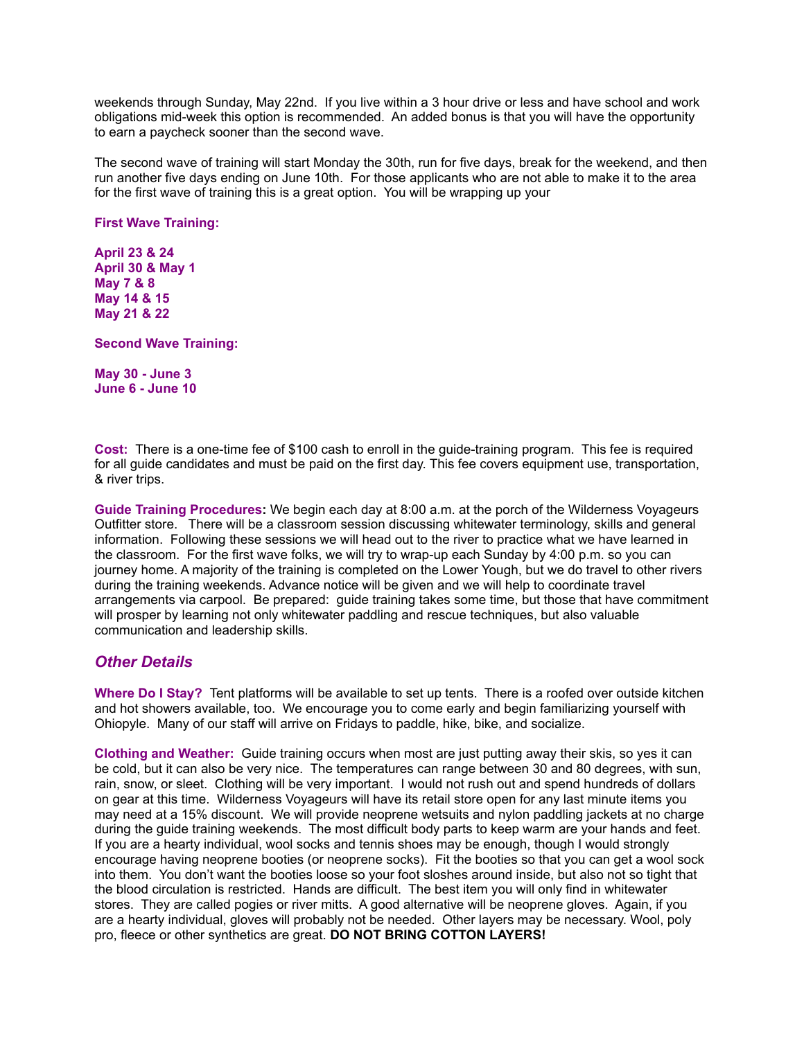weekends through Sunday, May 22nd. If you live within a 3 hour drive or less and have school and work obligations mid-week this option is recommended. An added bonus is that you will have the opportunity to earn a paycheck sooner than the second wave.

The second wave of training will start Monday the 30th, run for five days, break for the weekend, and then run another five days ending on June 10th. For those applicants who are not able to make it to the area for the first wave of training this is a great option. You will be wrapping up your

**First Wave Training:**

**April 23 & 24**
**April 30 & May 1**
**May 7 & 8**
**May 14 & 15**
**May 21 & 22**

**Second Wave Training:**

**May 30 - June 3**
**June 6 - June 10**

**Cost:** There is a one-time fee of $100 cash to enroll in the guide-training program. This fee is required for all guide candidates and must be paid on the first day. This fee covers equipment use, transportation, & river trips.

**Guide Training Procedures:** We begin each day at 8:00 a.m. at the porch of the Wilderness Voyageurs Outfitter store. There will be a classroom session discussing whitewater terminology, skills and general information. Following these sessions we will head out to the river to practice what we have learned in the classroom. For the first wave folks, we will try to wrap-up each Sunday by 4:00 p.m. so you can journey home. A majority of the training is completed on the Lower Yough, but we do travel to other rivers during the training weekends. Advance notice will be given and we will help to coordinate travel arrangements via carpool. Be prepared: guide training takes some time, but those that have commitment will prosper by learning not only whitewater paddling and rescue techniques, but also valuable communication and leadership skills.

## *Other Details*

**Where Do I Stay?** Tent platforms will be available to set up tents. There is a roofed over outside kitchen and hot showers available, too. We encourage you to come early and begin familiarizing yourself with Ohiopyle. Many of our staff will arrive on Fridays to paddle, hike, bike, and socialize.

**Clothing and Weather:** Guide training occurs when most are just putting away their skis, so yes it can be cold, but it can also be very nice. The temperatures can range between 30 and 80 degrees, with sun, rain, snow, or sleet. Clothing will be very important. I would not rush out and spend hundreds of dollars on gear at this time. Wilderness Voyageurs will have its retail store open for any last minute items you may need at a 15% discount. We will provide neoprene wetsuits and nylon paddling jackets at no charge during the guide training weekends. The most difficult body parts to keep warm are your hands and feet. If you are a hearty individual, wool socks and tennis shoes may be enough, though I would strongly encourage having neoprene booties (or neoprene socks). Fit the booties so that you can get a wool sock into them. You don't want the booties loose so your foot sloshes around inside, but also not so tight that the blood circulation is restricted. Hands are difficult. The best item you will only find in whitewater stores. They are called pogies or river mitts. A good alternative will be neoprene gloves. Again, if you are a hearty individual, gloves will probably not be needed. Other layers may be necessary. Wool, poly pro, fleece or other synthetics are great. **DO NOT BRING COTTON LAYERS!**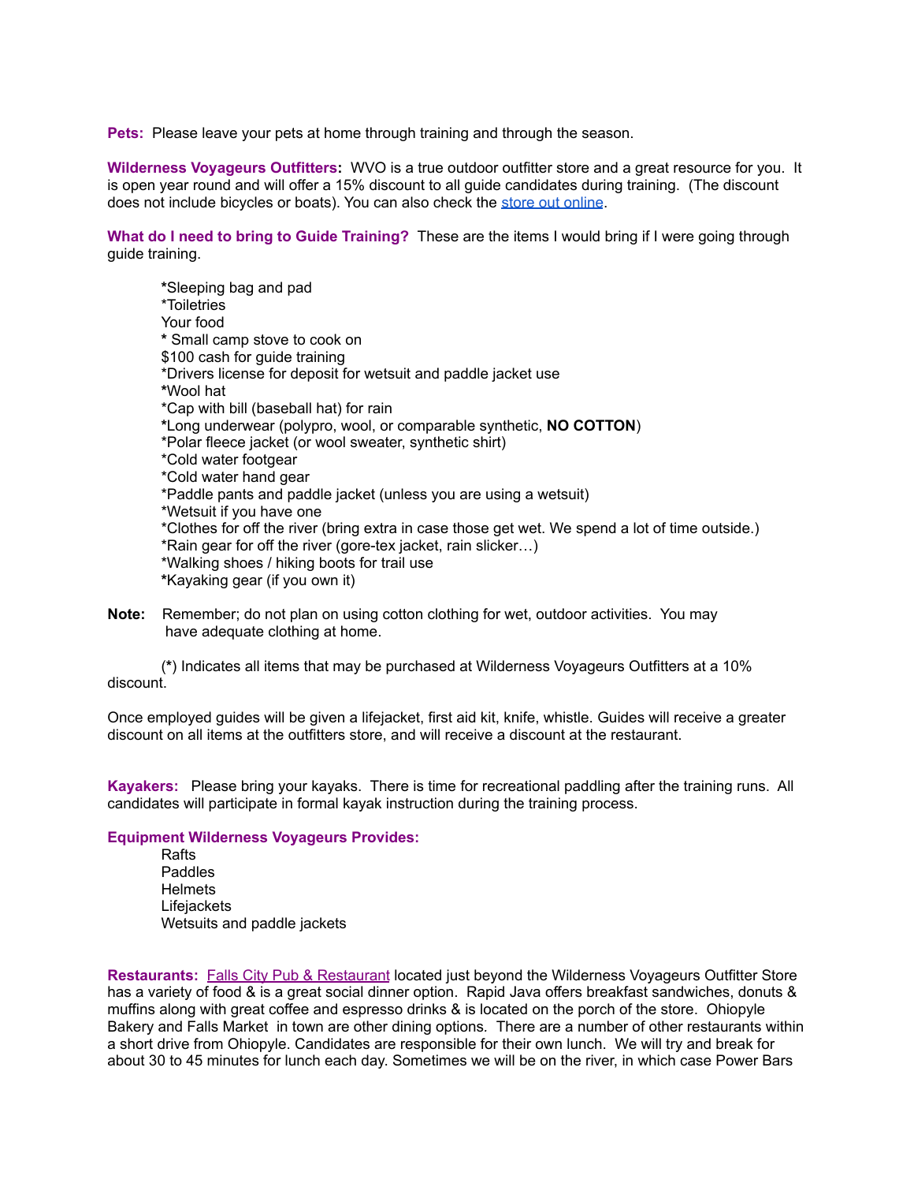**Pets:** Please leave your pets at home through training and through the season.

**Wilderness Voyageurs Outfitters:** WVO is a true outdoor outfitter store and a great resource for you. It is open year round and will offer a 15% discount to all guide candidates during training. (The discount does not include bicycles or boats). You can also check the store out online.

**What do I need to bring to Guide Training?** These are the items I would bring if I were going through guide training.

*Sleeping bag and pad
*Toiletries
Your food
* Small camp stove to cook on
$100 cash for guide training
*Drivers license for deposit for wetsuit and paddle jacket use
*Wool hat
*Cap with bill (baseball hat) for rain
*Long underwear (polypro, wool, or comparable synthetic, **NO COTTON**)
*Polar fleece jacket (or wool sweater, synthetic shirt)
*Cold water footgear
*Cold water hand gear
*Paddle pants and paddle jacket (unless you are using a wetsuit)
*Wetsuit if you have one
*Clothes for off the river (bring extra in case those get wet. We spend a lot of time outside.)
*Rain gear for off the river (gore-tex jacket, rain slicker…)
*Walking shoes / hiking boots for trail use
*Kayaking gear (if you own it)

**Note:** Remember; do not plan on using cotton clothing for wet, outdoor activities. You may have adequate clothing at home.

(*) Indicates all items that may be purchased at Wilderness Voyageurs Outfitters at a 10% discount.

Once employed guides will be given a lifejacket, first aid kit, knife, whistle. Guides will receive a greater discount on all items at the outfitters store, and will receive a discount at the restaurant.

**Kayakers:** Please bring your kayaks. There is time for recreational paddling after the training runs. All candidates will participate in formal kayak instruction during the training process.

**Equipment Wilderness Voyageurs Provides:**

Rafts
Paddles
Helmets
Lifejackets
Wetsuits and paddle jackets

**Restaurants:** Falls City Pub & Restaurant located just beyond the Wilderness Voyageurs Outfitter Store has a variety of food & is a great social dinner option. Rapid Java offers breakfast sandwiches, donuts & muffins along with great coffee and espresso drinks & is located on the porch of the store. Ohiopyle Bakery and Falls Market in town are other dining options. There are a number of other restaurants within a short drive from Ohiopyle. Candidates are responsible for their own lunch. We will try and break for about 30 to 45 minutes for lunch each day. Sometimes we will be on the river, in which case Power Bars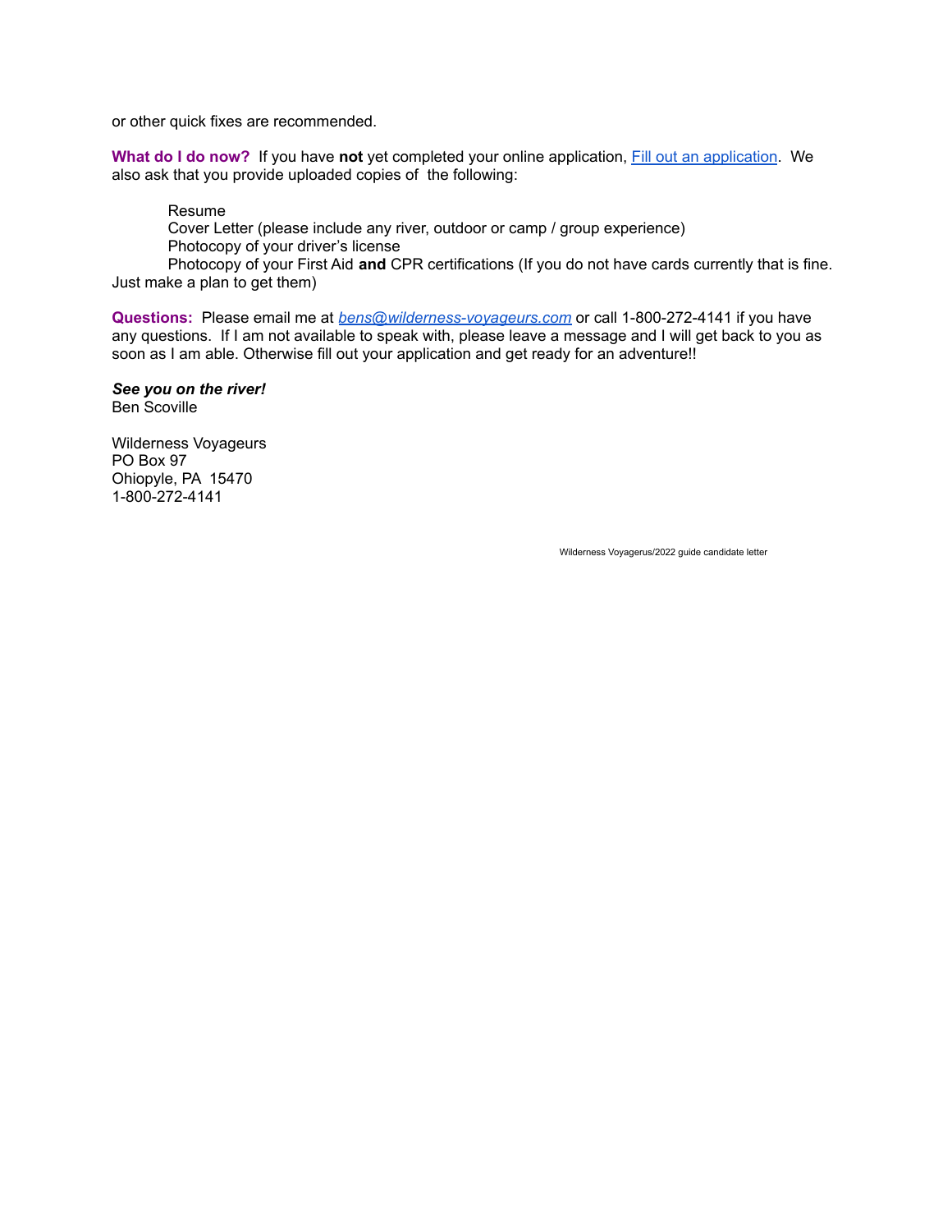or other quick fixes are recommended.

**What do I do now?** If you have **not** yet completed your online application, Fill out an application. We also ask that you provide uploaded copies of the following:

Resume
Cover Letter (please include any river, outdoor or camp / group experience)
Photocopy of your driver's license
Photocopy of your First Aid **and** CPR certifications (If you do not have cards currently that is fine. Just make a plan to get them)

**Questions:** Please email me at *bens@wilderness-voyageurs.com* or call 1-800-272-4141 if you have any questions. If I am not available to speak with, please leave a message and I will get back to you as soon as I am able. Otherwise fill out your application and get ready for an adventure!!

***See you on the river!***
Ben Scoville

Wilderness Voyageurs
PO Box 97
Ohiopyle, PA 15470
1-800-272-4141